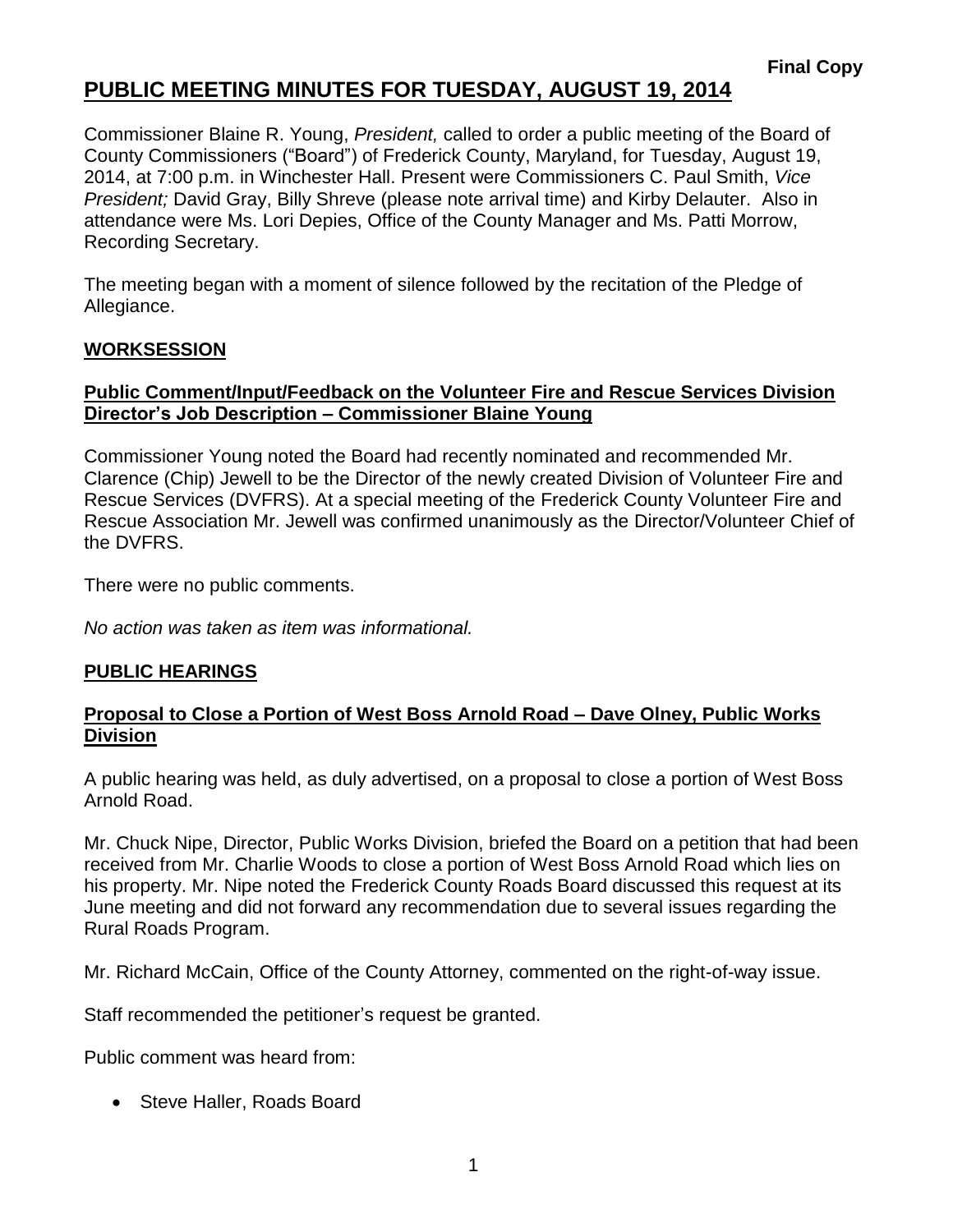**Final Copy**

# PUBLIC MEETING MINUTES FOR TUESDAY, AUGUST 19, 2014

Commissioner Blaine R. Young, *President,* called to order a public meeting of the Board of County Commissioners ("Board") of Frederick County, Maryland, for Tuesday, August 19, 2014, at 7:00 p.m. in Winchester Hall. Present were Commissioners C. Paul Smith, *Vice President;* David Gray, Billy Shreve (please note arrival time) and Kirby Delauter. Also in attendance were Ms. Lori Depies, Office of the County Manager and Ms. Patti Morrow, Recording Secretary.

The meeting began with a moment of silence followed by the recitation of the Pledge of Allegiance.

## WORKSESSION

### Public Comment/Input/Feedback on the Volunteer Fire and Rescue Services Division Director's Job Description – Commissioner Blaine Young

Commissioner Young noted the Board had recently nominated and recommended Mr. Clarence (Chip) Jewell to be the Director of the newly created Division of Volunteer Fire and Rescue Services (DVFRS). At a special meeting of the Frederick County Volunteer Fire and Rescue Association Mr. Jewell was confirmed unanimously as the Director/Volunteer Chief of the DVFRS.

There were no public comments.

*No action was taken as item was informational.*

## PUBLIC HEARINGS

### Proposal to Close a Portion of West Boss Arnold Road – Dave Olney, Public Works Division

A public hearing was held, as duly advertised, on a proposal to close a portion of West Boss Arnold Road.

Mr. Chuck Nipe, Director, Public Works Division, briefed the Board on a petition that had been received from Mr. Charlie Woods to close a portion of West Boss Arnold Road which lies on his property. Mr. Nipe noted the Frederick County Roads Board discussed this request at its June meeting and did not forward any recommendation due to several issues regarding the Rural Roads Program.

Mr. Richard McCain, Office of the County Attorney, commented on the right-of-way issue.

Staff recommended the petitioner's request be granted.

Public comment was heard from:

- Steve Haller, Roads Board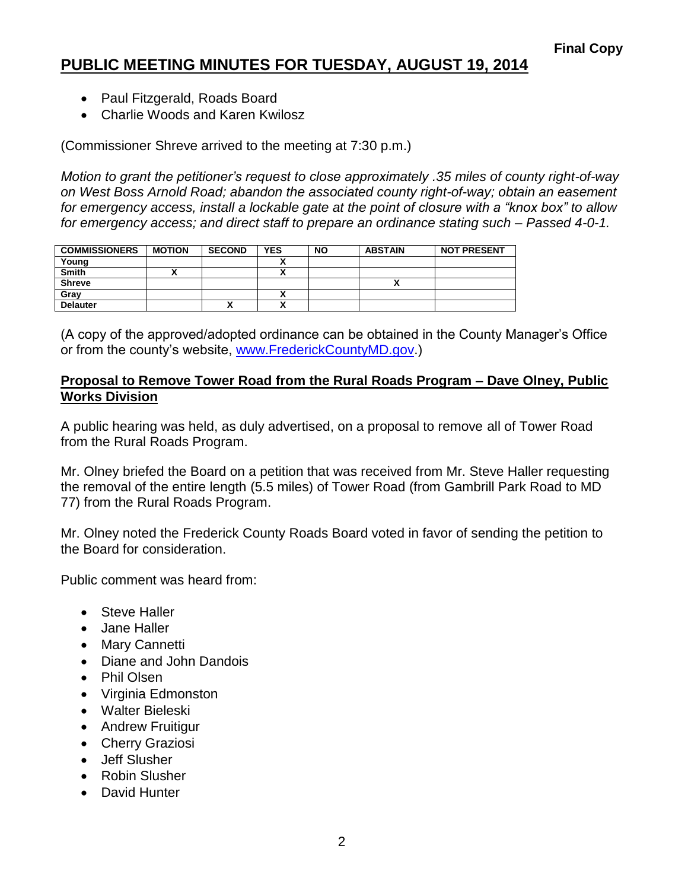**Final Copy**

# PUBLIC MEETING MINUTES FOR TUESDAY, AUGUST 19, 2014

- Paul Fitzgerald, Roads Board
- Charlie Woods and Karen Kwilosz

(Commissioner Shreve arrived to the meeting at 7:30 p.m.)

*Motion to grant the petitioner's request to close approximately .35 miles of county right-of-way on West Boss Arnold Road; abandon the associated county right-of-way; obtain an easement for emergency access, install a lockable gate at the point of closure with a "knox box" to allow for emergency access; and direct staff to prepare an ordinance stating such – Passed 4-0-1.*

| COMMISSIONERS | MOTION | SECOND | YES | NO | ABSTAIN | NOT PRESENT |
|---|---|---|---|---|---|---|
| Young | | | X | | | |
| Smith | X | | X | | | |
| Shreve | | | | | X | |
| Gray | | | X | | | |
| Delauter | | X | X | | | |

(A copy of the approved/adopted ordinance can be obtained in the County Manager's Office or from the county's website, www.FrederickCountyMD.gov.)

## Proposal to Remove Tower Road from the Rural Roads Program – Dave Olney, Public Works Division

A public hearing was held, as duly advertised, on a proposal to remove all of Tower Road from the Rural Roads Program.

Mr. Olney briefed the Board on a petition that was received from Mr. Steve Haller requesting the removal of the entire length (5.5 miles) of Tower Road (from Gambrill Park Road to MD 77) from the Rural Roads Program.

Mr. Olney noted the Frederick County Roads Board voted in favor of sending the petition to the Board for consideration.

Public comment was heard from:

- Steve Haller
- Jane Haller
- Mary Cannetti
- Diane and John Dandois
- Phil Olsen
- Virginia Edmonston
- Walter Bieleski
- Andrew Fruitigur
- Cherry Graziosi
- Jeff Slusher
- Robin Slusher
- David Hunter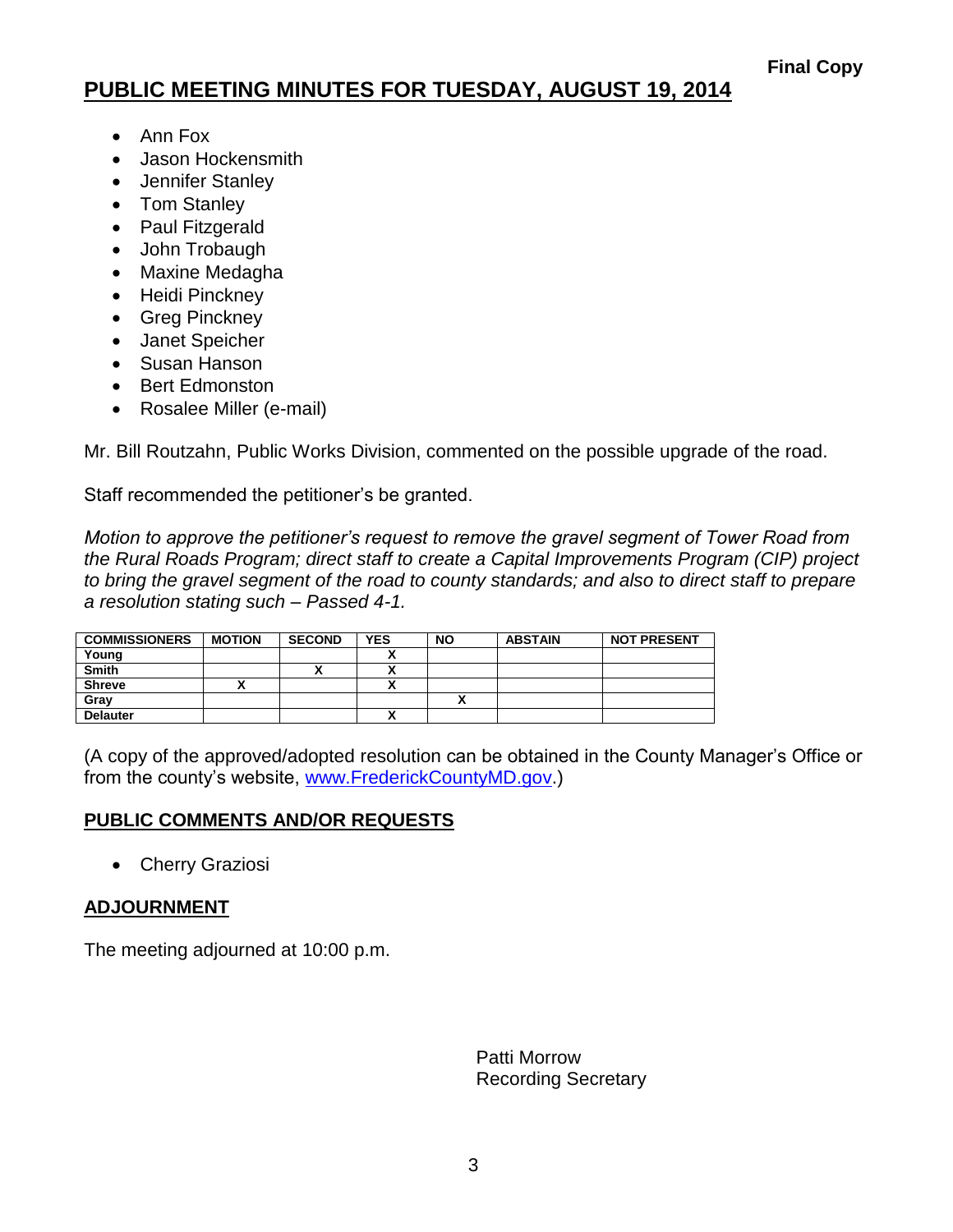Final Copy

# PUBLIC MEETING MINUTES FOR TUESDAY, AUGUST 19, 2014

- Ann Fox
- Jason Hockensmith
- Jennifer Stanley
- Tom Stanley
- Paul Fitzgerald
- John Trobaugh
- Maxine Medagha
- Heidi Pinckney
- Greg Pinckney
- Janet Speicher
- Susan Hanson
- Bert Edmonston
- Rosalee Miller (e-mail)

Mr. Bill Routzahn, Public Works Division, commented on the possible upgrade of the road.

Staff recommended the petitioner's be granted.

*Motion to approve the petitioner's request to remove the gravel segment of Tower Road from the Rural Roads Program; direct staff to create a Capital Improvements Program (CIP) project to bring the gravel segment of the road to county standards; and also to direct staff to prepare a resolution stating such – Passed 4-1.*

| COMMISSIONERS | MOTION | SECOND | YES | NO | ABSTAIN | NOT PRESENT |
|---|---|---|---|---|---|---|
| Young | | | X | | | |
| Smith | | X | X | | | |
| Shreve | X | | X | | | |
| Gray | | | | X | | |
| Delauter | | | X | | | |

(A copy of the approved/adopted resolution can be obtained in the County Manager's Office or from the county's website, www.FrederickCountyMD.gov.)

## PUBLIC COMMENTS AND/OR REQUESTS

- Cherry Graziosi

## ADJOURNMENT

The meeting adjourned at 10:00 p.m.

Patti Morrow
Recording Secretary